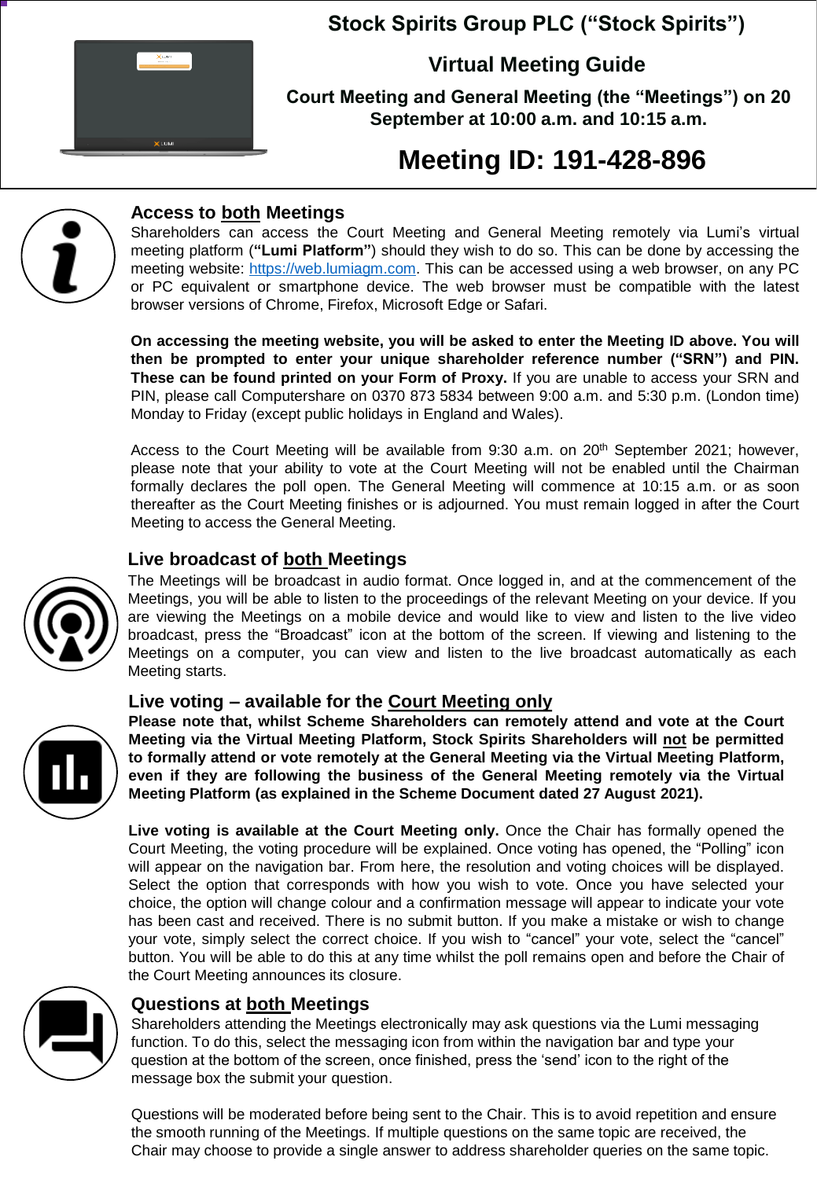# Stock Spirits Group PLC ("Stock Spirits")

## Virtual Meeting Guide

**Court Meeting and General Meeting (the "Meetings") on 20 September at 10:00 a.m. and 10:15 a.m.**

## Meeting ID: 191-428-896

### Access to both Meetings

Shareholders can access the Court Meeting and General Meeting remotely via Lumi's virtual meeting platform (**"Lumi Platform"**) should they wish to do so. This can be done by accessing the meeting website: https://web.lumiagm.com. This can be accessed using a web browser, on any PC or PC equivalent or smartphone device. The web browser must be compatible with the latest browser versions of Chrome, Firefox, Microsoft Edge or Safari.

**On accessing the meeting website, you will be asked to enter the Meeting ID above. You will then be prompted to enter your unique shareholder reference number ("SRN") and PIN. These can be found printed on your Form of Proxy.** If you are unable to access your SRN and PIN, please call Computershare on 0370 873 5834 between 9:00 a.m. and 5:30 p.m. (London time) Monday to Friday (except public holidays in England and Wales).

Access to the Court Meeting will be available from 9:30 a.m. on 20th September 2021; however, please note that your ability to vote at the Court Meeting will not be enabled until the Chairman formally declares the poll open. The General Meeting will commence at 10:15 a.m. or as soon thereafter as the Court Meeting finishes or is adjourned. You must remain logged in after the Court Meeting to access the General Meeting.

### Live broadcast of both Meetings

The Meetings will be broadcast in audio format. Once logged in, and at the commencement of the Meetings, you will be able to listen to the proceedings of the relevant Meeting on your device. If you are viewing the Meetings on a mobile device and would like to view and listen to the live video broadcast, press the "Broadcast" icon at the bottom of the screen. If viewing and listening to the Meetings on a computer, you can view and listen to the live broadcast automatically as each Meeting starts.

### Live voting – available for the Court Meeting only

**Please note that, whilst Scheme Shareholders can remotely attend and vote at the Court Meeting via the Virtual Meeting Platform, Stock Spirits Shareholders will not be permitted to formally attend or vote remotely at the General Meeting via the Virtual Meeting Platform, even if they are following the business of the General Meeting remotely via the Virtual Meeting Platform (as explained in the Scheme Document dated 27 August 2021).**

**Live voting is available at the Court Meeting only.** Once the Chair has formally opened the Court Meeting, the voting procedure will be explained. Once voting has opened, the "Polling" icon will appear on the navigation bar. From here, the resolution and voting choices will be displayed. Select the option that corresponds with how you wish to vote. Once you have selected your choice, the option will change colour and a confirmation message will appear to indicate your vote has been cast and received. There is no submit button. If you make a mistake or wish to change your vote, simply select the correct choice. If you wish to "cancel" your vote, select the "cancel" button. You will be able to do this at any time whilst the poll remains open and before the Chair of the Court Meeting announces its closure.

### Questions at both Meetings

Shareholders attending the Meetings electronically may ask questions via the Lumi messaging function. To do this, select the messaging icon from within the navigation bar and type your question at the bottom of the screen, once finished, press the 'send' icon to the right of the message box the submit your question.

Questions will be moderated before being sent to the Chair. This is to avoid repetition and ensure the smooth running of the Meetings. If multiple questions on the same topic are received, the Chair may choose to provide a single answer to address shareholder queries on the same topic.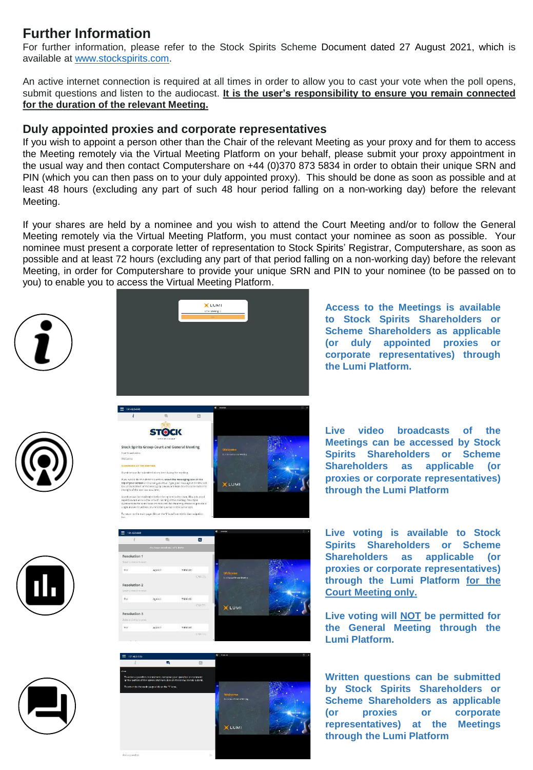## Further Information

For further information, please refer to the Stock Spirits Scheme Document dated 27 August 2021, which is available at [www.stockspirits.com](http://www.stockspirits.com).

An active internet connection is required at all times in order to allow you to cast your vote when the poll opens, submit questions and listen to the audiocast. **It is the user's responsibility to ensure you remain connected for the duration of the relevant Meeting.**

### Duly appointed proxies and corporate representatives

If you wish to appoint a person other than the Chair of the relevant Meeting as your proxy and for them to access the Meeting remotely via the Virtual Meeting Platform on your behalf, please submit your proxy appointment in the usual way and then contact Computershare on +44 (0)370 873 5834 in order to obtain their unique SRN and PIN (which you can then pass on to your duly appointed proxy). This should be done as soon as possible and at least 48 hours (excluding any part of such 48 hour period falling on a non-working day) before the relevant Meeting.

If your shares are held by a nominee and you wish to attend the Court Meeting and/or to follow the General Meeting remotely via the Virtual Meeting Platform, you must contact your nominee as soon as possible. Your nominee must present a corporate letter of representation to Stock Spirits' Registrar, Computershare, as soon as possible and at least 72 hours (excluding any part of that period falling on a non-working day) before the relevant Meeting, in order for Computershare to provide your unique SRN and PIN to your nominee (to be passed on to you) to enable you to access the Virtual Meeting Platform.

**Access to the Meetings is available to Stock Spirits Shareholders or Scheme Shareholders as applicable (or duly appointed proxies or corporate representatives) through the Lumi Platform.**

**Live video broadcasts of the Meetings can be accessed by Stock Spirits Shareholders or Scheme Shareholders as applicable (or proxies or corporate representatives) through the Lumi Platform**

**Live voting is available to Stock Spirits Shareholders or Scheme Shareholders as applicable (or proxies or corporate representatives) through the Lumi Platform <u>for the Court Meeting only.</u>**

**Live voting will <u>NOT</u> be permitted for the General Meeting through the Lumi Platform.**

**Written questions can be submitted by Stock Spirits Shareholders or Scheme Shareholders as applicable (or proxies or corporate representatives) at the Meetings through the Lumi Platform**